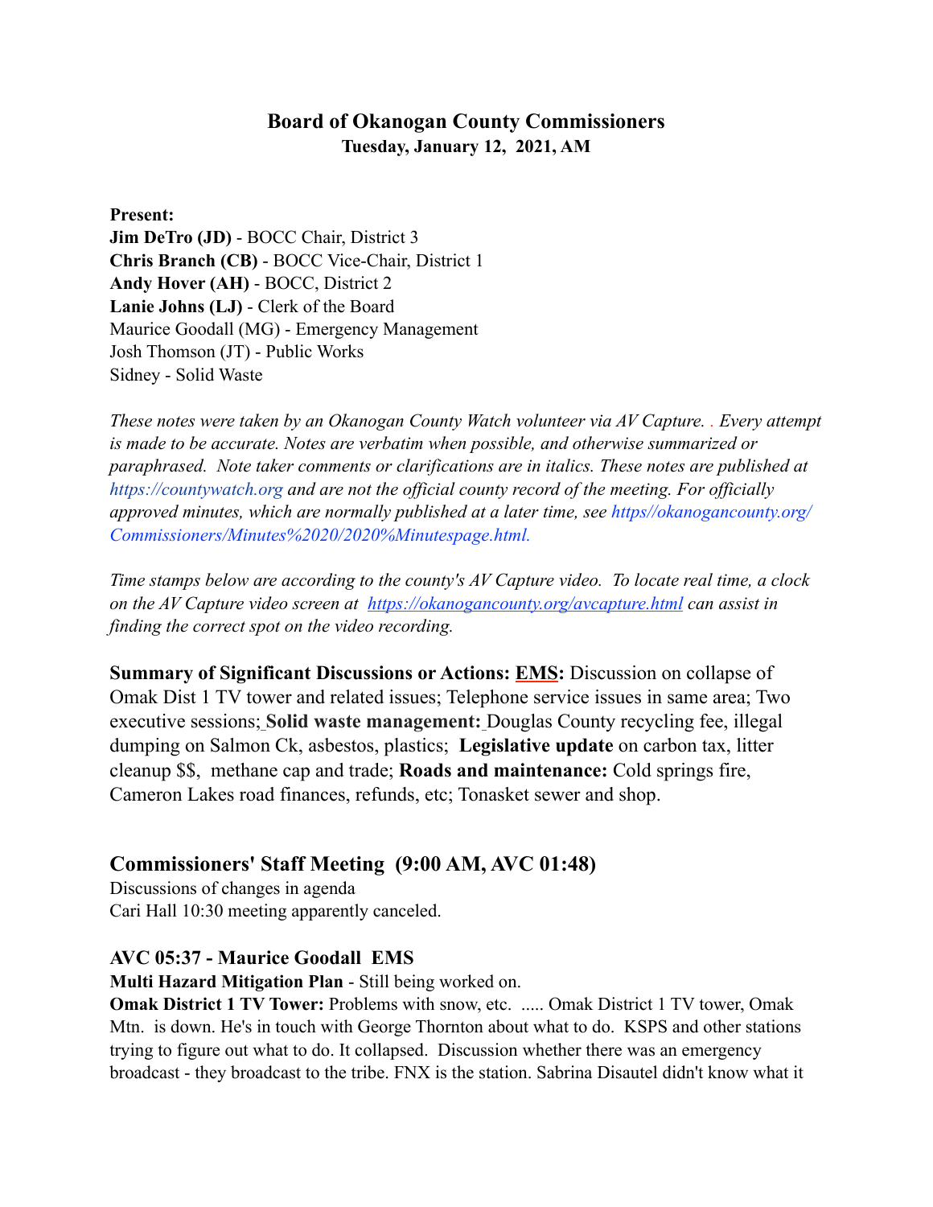# Board of Okanogan County Commissioners

**Tuesday, January 12, 2021, AM**

**Present:**
**Jim DeTro (JD)** - BOCC Chair, District 3
**Chris Branch (CB)** - BOCC Vice-Chair, District 1
**Andy Hover (AH)** - BOCC, District 2
**Lanie Johns (LJ)** - Clerk of the Board
Maurice Goodall (MG) - Emergency Management
Josh Thomson (JT) - Public Works
Sidney - Solid Waste

*These notes were taken by an Okanogan County Watch volunteer via AV Capture. . Every attempt is made to be accurate. Notes are verbatim when possible, and otherwise summarized or paraphrased. Note taker comments or clarifications are in italics. These notes are published at https://countywatch.org and are not the official county record of the meeting. For officially approved minutes, which are normally published at a later time, see https//okanogancounty.org/Commissioners/Minutes%2020/2020%Minutespage.html.*

*Time stamps below are according to the county's AV Capture video. To locate real time, a clock on the AV Capture video screen at https://okanogancounty.org/avcapture.html can assist in finding the correct spot on the video recording.*

**Summary of Significant Discussions or Actions: EMS:** Discussion on collapse of Omak Dist 1 TV tower and related issues; Telephone service issues in same area; Two executive sessions; **Solid waste management:** Douglas County recycling fee, illegal dumping on Salmon Ck, asbestos, plastics; **Legislative update** on carbon tax, litter cleanup $$, methane cap and trade; **Roads and maintenance:** Cold springs fire, Cameron Lakes road finances, refunds, etc; Tonasket sewer and shop.

## Commissioners' Staff Meeting (9:00 AM, AVC 01:48)

Discussions of changes in agenda
Cari Hall 10:30 meeting apparently canceled.

### AVC 05:37 - Maurice Goodall EMS

**Multi Hazard Mitigation Plan** - Still being worked on.

**Omak District 1 TV Tower:** Problems with snow, etc. ..... Omak District 1 TV tower, Omak Mtn. is down. He's in touch with George Thornton about what to do. KSPS and other stations trying to figure out what to do. It collapsed. Discussion whether there was an emergency broadcast - they broadcast to the tribe. FNX is the station. Sabrina Disautel didn't know what it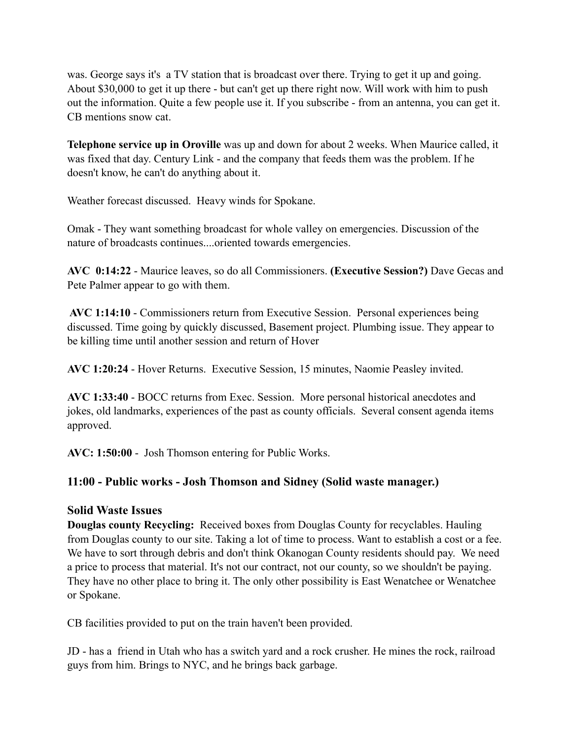was. George says it's  a TV station that is broadcast over there. Trying to get it up and going. About $30,000 to get it up there - but can't get up there right now. Will work with him to push out the information. Quite a few people use it. If you subscribe - from an antenna, you can get it. CB mentions snow cat.

**Telephone service up in Oroville** was up and down for about 2 weeks. When Maurice called, it was fixed that day. Century Link - and the company that feeds them was the problem. If he doesn't know, he can't do anything about it.

Weather forecast discussed.  Heavy winds for Spokane.

Omak - They want something broadcast for whole valley on emergencies. Discussion of the nature of broadcasts continues....oriented towards emergencies.

**AVC  0:14:22** - Maurice leaves, so do all Commissioners. **(Executive Session?)** Dave Gecas and Pete Palmer appear to go with them.

**AVC 1:14:10** - Commissioners return from Executive Session.  Personal experiences being discussed. Time going by quickly discussed, Basement project. Plumbing issue. They appear to be killing time until another session and return of Hover

**AVC 1:20:24** - Hover Returns.  Executive Session, 15 minutes, Naomie Peasley invited.

**AVC 1:33:40** - BOCC returns from Exec. Session.  More personal historical anecdotes and jokes, old landmarks, experiences of the past as county officials.  Several consent agenda items approved.

**AVC: 1:50:00** -  Josh Thomson entering for Public Works.

### 11:00 - Public works - Josh Thomson and Sidney (Solid waste manager.)

### Solid Waste Issues

**Douglas county Recycling:**  Received boxes from Douglas County for recyclables. Hauling from Douglas county to our site. Taking a lot of time to process. Want to establish a cost or a fee. We have to sort through debris and don't think Okanogan County residents should pay.  We need a price to process that material. It's not our contract, not our county, so we shouldn't be paying. They have no other place to bring it. The only other possibility is East Wenatchee or Wenatchee or Spokane.

CB facilities provided to put on the train haven't been provided.

JD - has a  friend in Utah who has a switch yard and a rock crusher. He mines the rock, railroad guys from him. Brings to NYC, and he brings back garbage.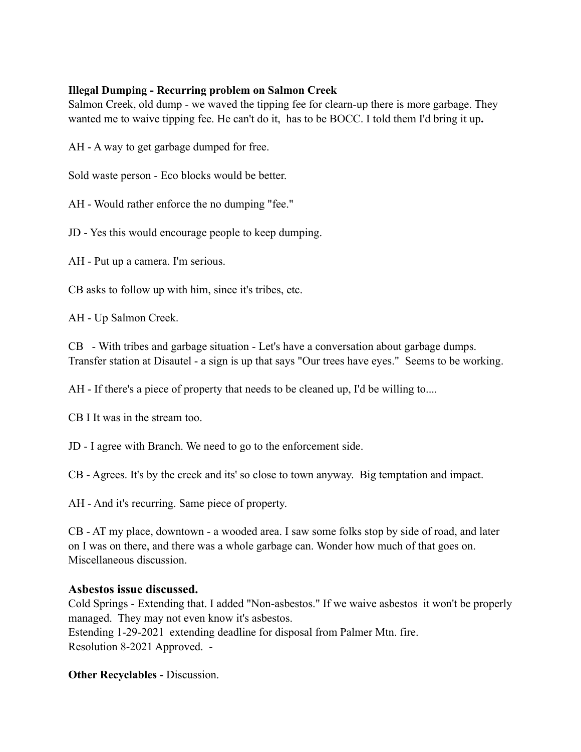**Illegal Dumping - Recurring problem on Salmon Creek**
Salmon Creek, old dump - we waved the tipping fee for clearn-up there is more garbage. They wanted me to waive tipping fee. He can't do it, has to be BOCC. I told them I'd bring it up**.**

AH - A way to get garbage dumped for free.

Sold waste person - Eco blocks would be better.

AH - Would rather enforce the no dumping "fee."

JD - Yes this would encourage people to keep dumping.

AH - Put up a camera. I'm serious.

CB asks to follow up with him, since it's tribes, etc.

AH - Up Salmon Creek.

CB - With tribes and garbage situation - Let's have a conversation about garbage dumps. Transfer station at Disautel - a sign is up that says "Our trees have eyes." Seems to be working.

AH - If there's a piece of property that needs to be cleaned up, I'd be willing to....

CB I It was in the stream too.

JD - I agree with Branch. We need to go to the enforcement side.

CB - Agrees. It's by the creek and its' so close to town anyway. Big temptation and impact.

AH - And it's recurring. Same piece of property.

CB - AT my place, downtown - a wooded area. I saw some folks stop by side of road, and later on I was on there, and there was a whole garbage can. Wonder how much of that goes on. Miscellaneous discussion.

### Asbestos issue discussed.

Cold Springs - Extending that. I added "Non-asbestos." If we waive asbestos it won't be properly managed. They may not even know it's asbestos.
Estending 1-29-2021 extending deadline for disposal from Palmer Mtn. fire.
Resolution 8-2021 Approved. -

**Other Recyclables -** Discussion.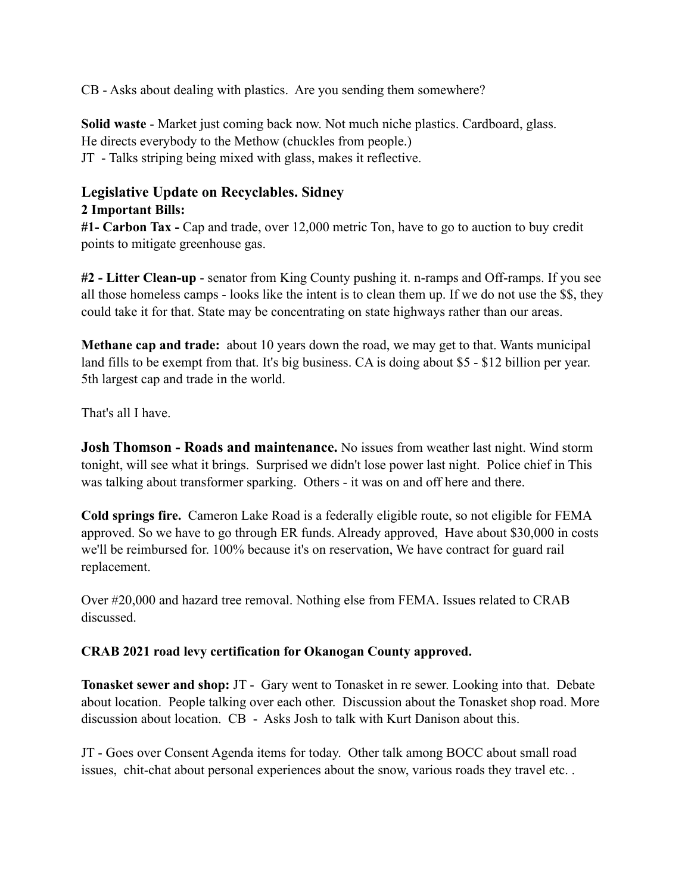CB - Asks about dealing with plastics. Are you sending them somewhere?

**Solid waste** - Market just coming back now. Not much niche plastics. Cardboard, glass. He directs everybody to the Methow (chuckles from people.)
JT - Talks striping being mixed with glass, makes it reflective.

## Legislative Update on Recyclables. Sidney

**2 Important Bills:**

**#1- Carbon Tax -** Cap and trade, over 12,000 metric Ton, have to go to auction to buy credit points to mitigate greenhouse gas.

**#2 - Litter Clean-up** - senator from King County pushing it. n-ramps and Off-ramps. If you see all those homeless camps - looks like the intent is to clean them up. If we do not use the $$, they could take it for that. State may be concentrating on state highways rather than our areas.

**Methane cap and trade:** about 10 years down the road, we may get to that. Wants municipal land fills to be exempt from that. It's big business. CA is doing about $5 - $12 billion per year. 5th largest cap and trade in the world.

That's all I have.

**Josh Thomson - Roads and maintenance.** No issues from weather last night. Wind storm tonight, will see what it brings. Surprised we didn't lose power last night. Police chief in This was talking about transformer sparking. Others - it was on and off here and there.

**Cold springs fire.** Cameron Lake Road is a federally eligible route, so not eligible for FEMA approved. So we have to go through ER funds. Already approved, Have about $30,000 in costs we'll be reimbursed for. 100% because it's on reservation, We have contract for guard rail replacement.

Over #20,000 and hazard tree removal. Nothing else from FEMA. Issues related to CRAB discussed.

**CRAB 2021 road levy certification for Okanogan County approved.**

**Tonasket sewer and shop:** JT - Gary went to Tonasket in re sewer. Looking into that. Debate about location. People talking over each other. Discussion about the Tonasket shop road. More discussion about location. CB - Asks Josh to talk with Kurt Danison about this.

JT - Goes over Consent Agenda items for today. Other talk among BOCC about small road issues, chit-chat about personal experiences about the snow, various roads they travel etc. .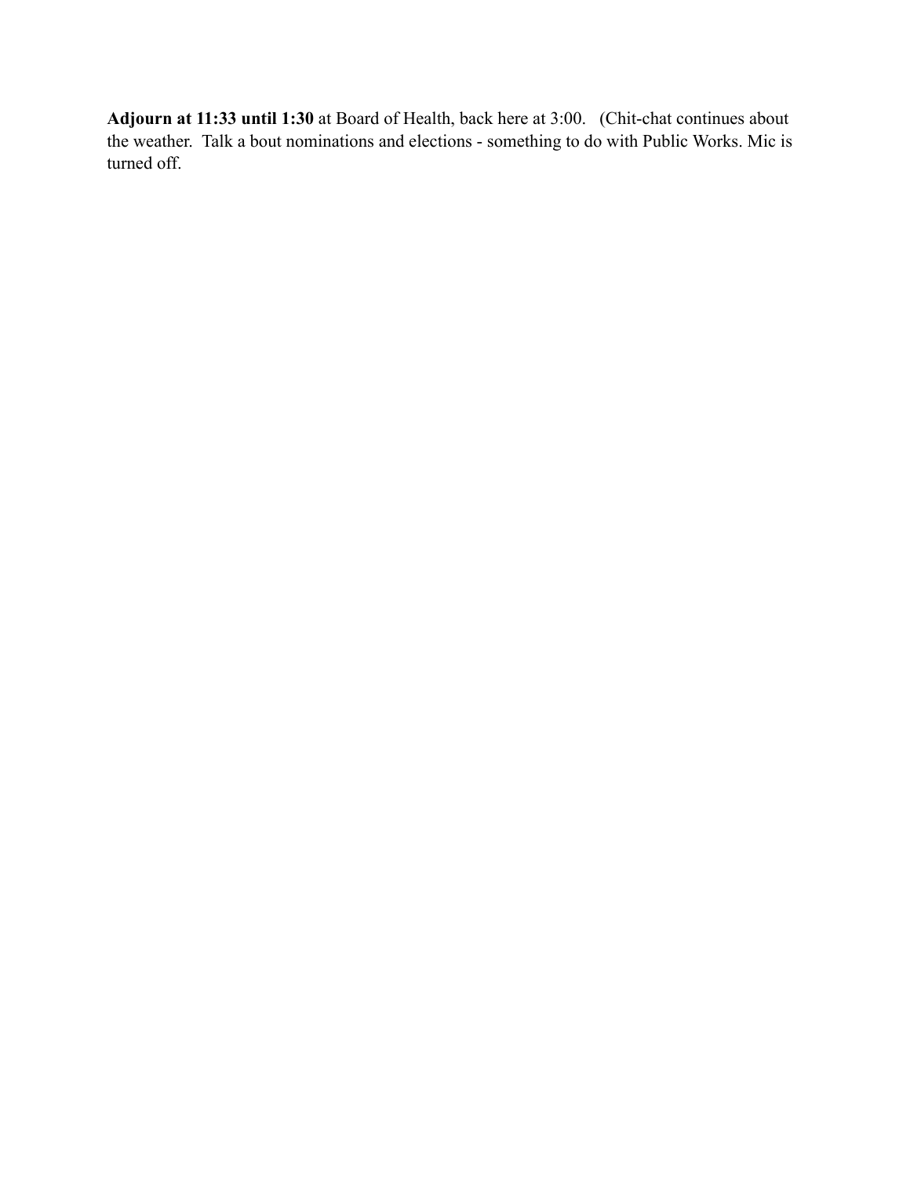**Adjourn at 11:33 until 1:30** at Board of Health, back here at 3:00. (Chit-chat continues about the weather. Talk a bout nominations and elections - something to do with Public Works. Mic is turned off.